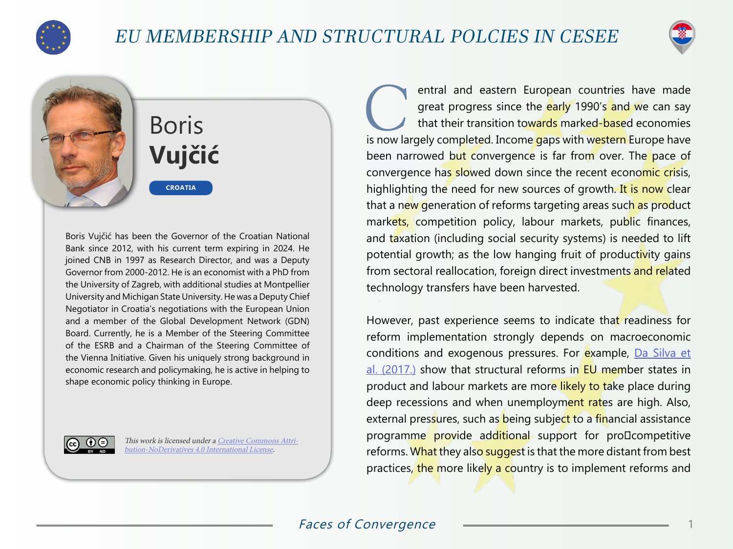# EU MEMBERSHIP AND STRUCTURAL POLCIES IN CESEE

## Boris **Vujčić**

**CROATIA**

Boris Vujčić has been the Governor of the Croatian National Bank since 2012, with his current term expiring in 2024. He joined CNB in 1997 as Research Director, and was a Deputy Governor from 2000-2012. He is an economist with a PhD from the University of Zagreb, with additional studies at Montpellier University and Michigan State University. He was a Deputy Chief Negotiator in Croatia's negotiations with the European Union and a member of the Global Development Network (GDN) Board. Currently, he is a Member of the Steering Committee of the ESRB and a Chairman of the Steering Committee of the Vienna Initiative. Given his uniquely strong background in economic research and policymaking, he is active in helping to shape economic policy thinking in Europe.

*This work is licensed under a [Creative Commons Attribution-NoDerivatives 4.0 International License](https://creativecommons.org/licenses/by-nd/4.0/).*

Central and eastern European countries have made great progress since the early 1990's and we can say that their transition towards marked-based economies is now largely completed. Income gaps with western Europe have been narrowed but convergence is far from over. The pace of convergence has slowed down since the recent economic crisis, highlighting the need for new sources of growth. It is now clear that a new generation of reforms targeting areas such as product markets, competition policy, labour markets, public finances, and taxation (including social security systems) is needed to lift potential growth; as the low hanging fruit of productivity gains from sectoral reallocation, foreign direct investments and related technology transfers have been harvested.

However, past experience seems to indicate that readiness for reform implementation strongly depends on macroeconomic conditions and exogenous pressures. For example, [Da Silva et al. (2017.)]() show that structural reforms in EU member states in product and labour markets are more likely to take place during deep recessions and when unemployment rates are high. Also, external pressures, such as being subject to a financial assistance programme provide additional support for pro‐competitive reforms. What they also suggest is that the more distant from best practices, the more likely a country is to implement reforms and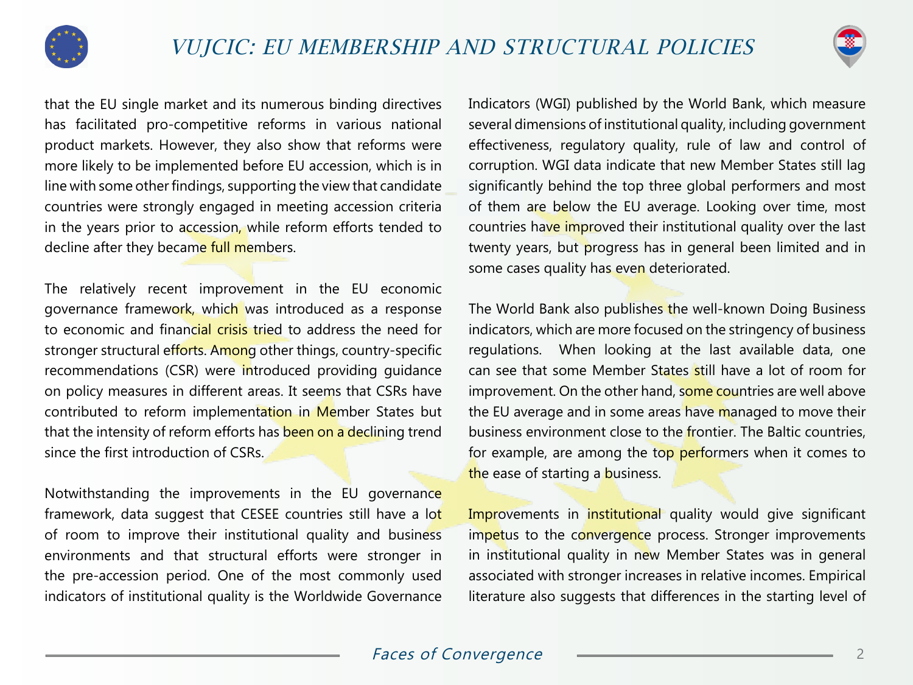that the EU single market and its numerous binding directives has facilitated pro-competitive reforms in various national product markets. However, they also show that reforms were more likely to be implemented before EU accession, which is in line with some other findings, supporting the view that candidate countries were strongly engaged in meeting accession criteria in the years prior to accession, while reform efforts tended to decline after they became full members.

The relatively recent improvement in the EU economic governance framework, which was introduced as a response to economic and financial crisis tried to address the need for stronger structural efforts. Among other things, country-specific recommendations (CSR) were introduced providing guidance on policy measures in different areas. It seems that CSRs have contributed to reform implementation in Member States but that the intensity of reform efforts has been on a declining trend since the first introduction of CSRs.

Notwithstanding the improvements in the EU governance framework, data suggest that CESEE countries still have a lot of room to improve their institutional quality and business environments and that structural efforts were stronger in the pre-accession period. One of the most commonly used indicators of institutional quality is the Worldwide Governance Indicators (WGI) published by the World Bank, which measure several dimensions of institutional quality, including government effectiveness, regulatory quality, rule of law and control of corruption. WGI data indicate that new Member States still lag significantly behind the top three global performers and most of them are below the EU average. Looking over time, most countries have improved their institutional quality over the last twenty years, but progress has in general been limited and in some cases quality has even deteriorated.

The World Bank also publishes the well-known Doing Business indicators, which are more focused on the stringency of business regulations. When looking at the last available data, one can see that some Member States still have a lot of room for improvement. On the other hand, some countries are well above the EU average and in some areas have managed to move their business environment close to the frontier. The Baltic countries, for example, are among the top performers when it comes to the ease of starting a business.

Improvements in institutional quality would give significant impetus to the convergence process. Stronger improvements in institutional quality in new Member States was in general associated with stronger increases in relative incomes. Empirical literature also suggests that differences in the starting level of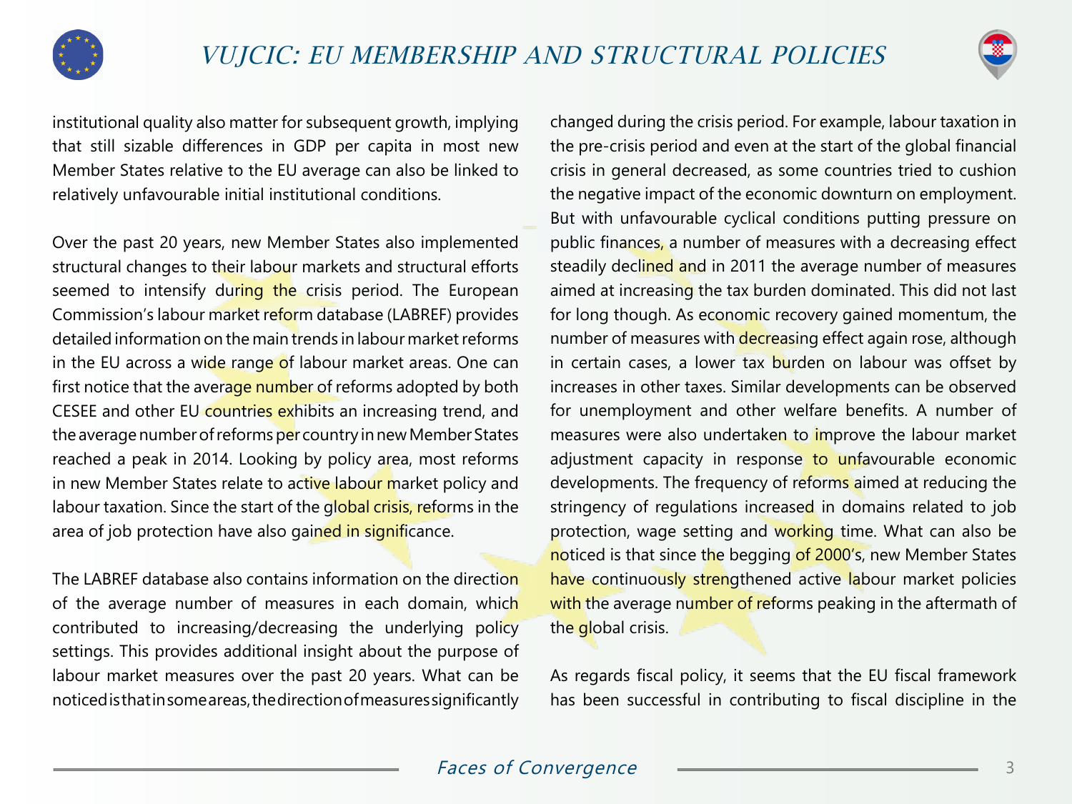institutional quality also matter for subsequent growth, implying that still sizable differences in GDP per capita in most new Member States relative to the EU average can also be linked to relatively unfavourable initial institutional conditions.

Over the past 20 years, new Member States also implemented structural changes to their labour markets and structural efforts seemed to intensify during the crisis period. The European Commission's labour market reform database (LABREF) provides detailed information on the main trends in labour market reforms in the EU across a wide range of labour market areas. One can first notice that the average number of reforms adopted by both CESEE and other EU countries exhibits an increasing trend, and the average number of reforms per country in new Member States reached a peak in 2014. Looking by policy area, most reforms in new Member States relate to active labour market policy and labour taxation. Since the start of the global crisis, reforms in the area of job protection have also gained in significance.

The LABREF database also contains information on the direction of the average number of measures in each domain, which contributed to increasing/decreasing the underlying policy settings. This provides additional insight about the purpose of labour market measures over the past 20 years. What can be noticed is that in some areas, the direction of measures significantly changed during the crisis period. For example, labour taxation in the pre-crisis period and even at the start of the global financial crisis in general decreased, as some countries tried to cushion the negative impact of the economic downturn on employment. But with unfavourable cyclical conditions putting pressure on public finances, a number of measures with a decreasing effect steadily declined and in 2011 the average number of measures aimed at increasing the tax burden dominated. This did not last for long though. As economic recovery gained momentum, the number of measures with decreasing effect again rose, although in certain cases, a lower tax burden on labour was offset by increases in other taxes. Similar developments can be observed for unemployment and other welfare benefits. A number of measures were also undertaken to improve the labour market adjustment capacity in response to unfavourable economic developments. The frequency of reforms aimed at reducing the stringency of regulations increased in domains related to job protection, wage setting and working time. What can also be noticed is that since the begging of 2000's, new Member States have continuously strengthened active labour market policies with the average number of reforms peaking in the aftermath of the global crisis.

As regards fiscal policy, it seems that the EU fiscal framework has been successful in contributing to fiscal discipline in the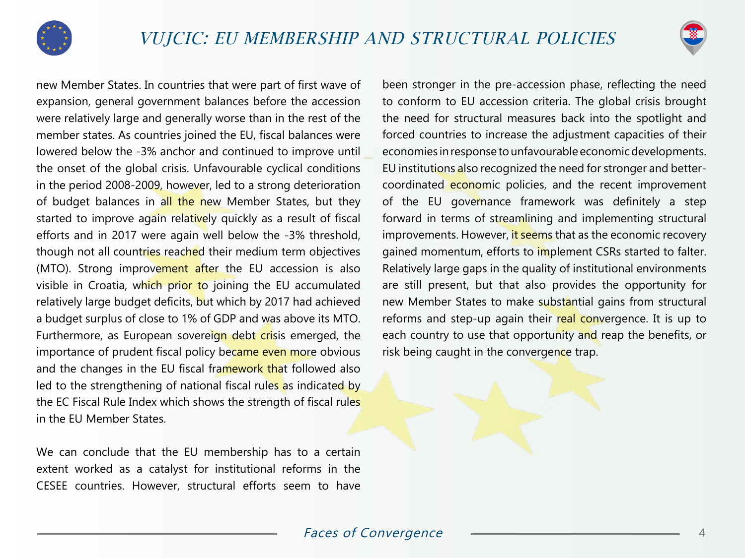new Member States. In countries that were part of first wave of expansion, general government balances before the accession were relatively large and generally worse than in the rest of the member states. As countries joined the EU, fiscal balances were lowered below the -3% anchor and continued to improve until the onset of the global crisis. Unfavourable cyclical conditions in the period 2008-2009, however, led to a strong deterioration of budget balances in all the new Member States, but they started to improve again relatively quickly as a result of fiscal efforts and in 2017 were again well below the -3% threshold, though not all countries reached their medium term objectives (MTO). Strong improvement after the EU accession is also visible in Croatia, which prior to joining the EU accumulated relatively large budget deficits, but which by 2017 had achieved a budget surplus of close to 1% of GDP and was above its MTO. Furthermore, as European sovereign debt crisis emerged, the importance of prudent fiscal policy became even more obvious and the changes in the EU fiscal framework that followed also led to the strengthening of national fiscal rules as indicated by the EC Fiscal Rule Index which shows the strength of fiscal rules in the EU Member States.

We can conclude that the EU membership has to a certain extent worked as a catalyst for institutional reforms in the CESEE countries. However, structural efforts seem to have been stronger in the pre-accession phase, reflecting the need to conform to EU accession criteria. The global crisis brought the need for structural measures back into the spotlight and forced countries to increase the adjustment capacities of their economies in response to unfavourable economic developments. EU institutions also recognized the need for stronger and better-coordinated economic policies, and the recent improvement of the EU governance framework was definitely a step forward in terms of streamlining and implementing structural improvements. However, it seems that as the economic recovery gained momentum, efforts to implement CSRs started to falter. Relatively large gaps in the quality of institutional environments are still present, but that also provides the opportunity for new Member States to make substantial gains from structural reforms and step-up again their real convergence. It is up to each country to use that opportunity and reap the benefits, or risk being caught in the convergence trap.